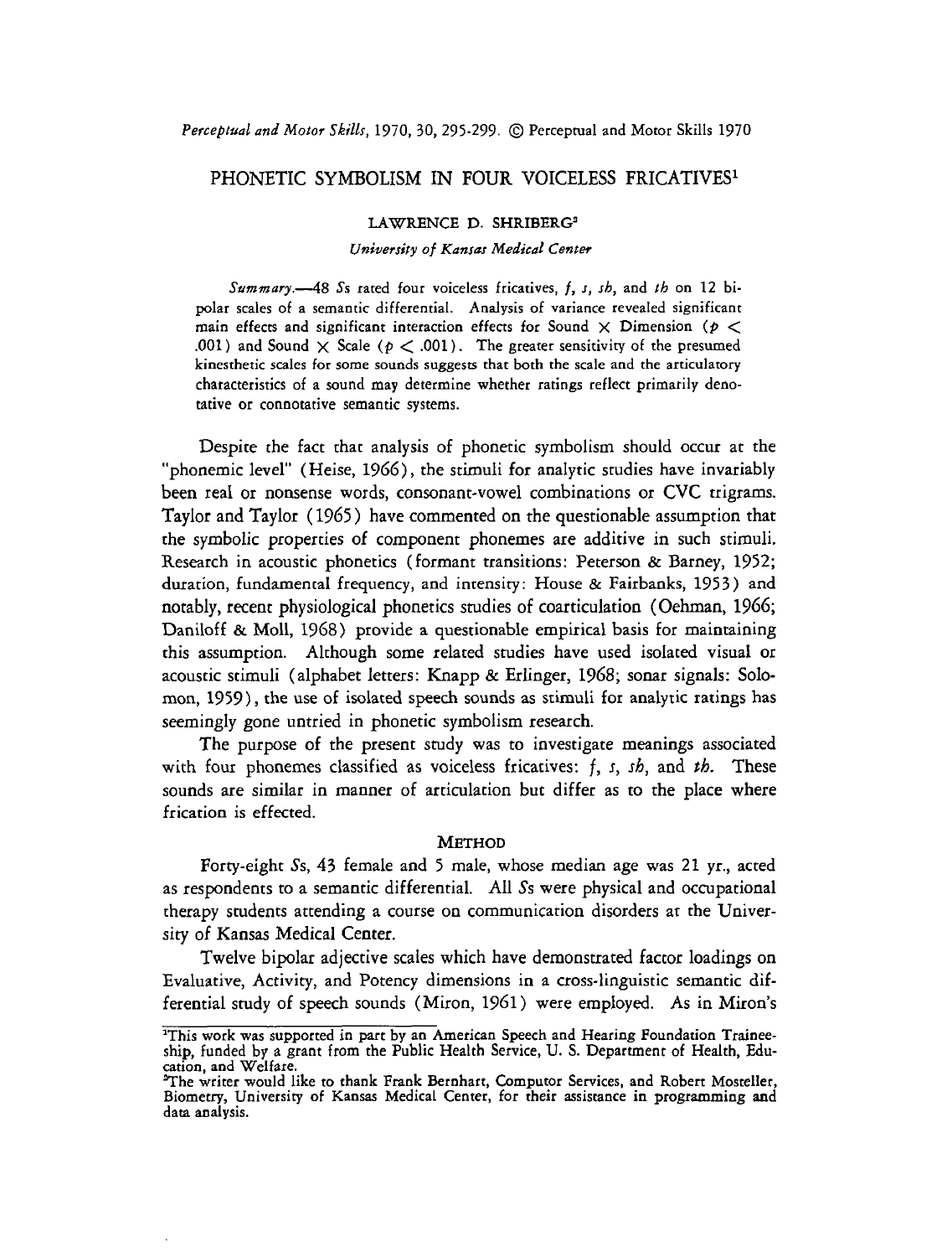# PHONETIC SYMBOLISM IN FOUR VOICELESS FRICATIVES[1]

LAWRENCE D. SHRIBERG[2]

*University of Kansas Medical Center*

*Summary.*—48 *Ss* rated four voiceless fricatives, *f*, *s*, *sh*, and *th* on 12 bipolar scales of a semantic differential. Analysis of variance revealed significant main effects and significant interaction effects for Sound × Dimension ($p < .001$) and Sound × Scale ($p < .001$). The greater sensitivity of the presumed kinesthetic scales for some sounds suggests that both the scale and the articulatory characteristics of a sound may determine whether ratings reflect primarily denotative or connotative semantic systems.

Despite the fact that analysis of phonetic symbolism should occur at the "phonemic level" (Heise, 1966), the stimuli for analytic studies have invariably been real or nonsense words, consonant-vowel combinations or CVC trigrams. Taylor and Taylor (1965) have commented on the questionable assumption that the symbolic properties of component phonemes are additive in such stimuli. Research in acoustic phonetics (formant transitions: Peterson & Barney, 1952; duration, fundamental frequency, and intensity: House & Fairbanks, 1953) and notably, recent physiological phonetics studies of coarticulation (Oehman, 1966; Daniloff & Moll, 1968) provide a questionable empirical basis for maintaining this assumption. Although some related studies have used isolated visual or acoustic stimuli (alphabet letters: Knapp & Erlinger, 1968; sonar signals: Solomon, 1959), the use of isolated speech sounds as stimuli for analytic ratings has seemingly gone untried in phonetic symbolism research.

The purpose of the present study was to investigate meanings associated with four phonemes classified as voiceless fricatives: *f*, *s*, *sh*, and *th*. These sounds are similar in manner of articulation but differ as to the place where frication is effected.

## METHOD

Forty-eight *Ss*, 43 female and 5 male, whose median age was 21 yr., acted as respondents to a semantic differential. All *Ss* were physical and occupational therapy students attending a course on communication disorders at the University of Kansas Medical Center.

Twelve bipolar adjective scales which have demonstrated factor loadings on Evaluative, Activity, and Potency dimensions in a cross-linguistic semantic differential study of speech sounds (Miron, 1961) were employed. As in Miron's

---

[1] This work was supported in part by an American Speech and Hearing Foundation Traineeship, funded by a grant from the Public Health Service, U. S. Department of Health, Education, and Welfare.

[2] The writer would like to thank Frank Bernhart, Computor Services, and Robert Mosteller, Biometry, University of Kansas Medical Center, for their assistance in programming and data analysis.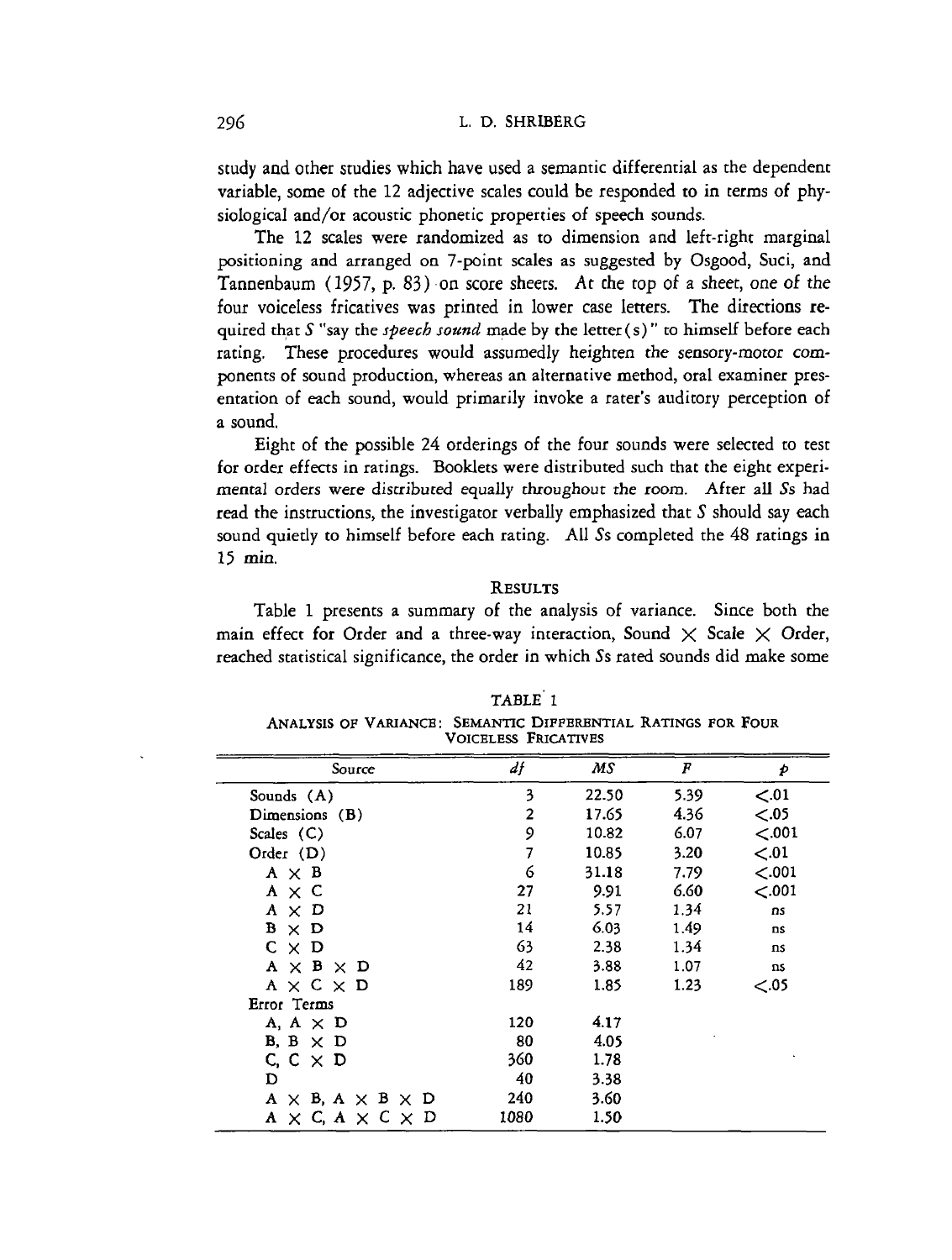study and other studies which have used a semantic differential as the dependent variable, some of the 12 adjective scales could be responded to in terms of physiological and/or acoustic phonetic properties of speech sounds.

The 12 scales were randomized as to dimension and left-right marginal positioning and arranged on 7-point scales as suggested by Osgood, Suci, and Tannenbaum (1957, p. 83) on score sheets. At the top of a sheet, one of the four voiceless fricatives was printed in lower case letters. The directions required that *S* "say the *speech sound* made by the letter(s)" to himself before each rating. These procedures would assumedly heighten the sensory-motor components of sound production, whereas an alternative method, oral examiner presentation of each sound, would primarily invoke a rater's auditory perception of a sound.

Eight of the possible 24 orderings of the four sounds were selected to test for order effects in ratings. Booklets were distributed such that the eight experimental orders were distributed equally throughout the room. After all *Ss* had read the instructions, the investigator verbally emphasized that *S* should say each sound quietly to himself before each rating. All *Ss* completed the 48 ratings in 15 min.

## RESULTS

Table 1 presents a summary of the analysis of variance. Since both the main effect for Order and a three-way interaction, Sound × Scale × Order, reached statistical significance, the order in which *Ss* rated sounds did make some

TABLE 1

ANALYSIS OF VARIANCE: SEMANTIC DIFFERENTIAL RATINGS FOR FOUR VOICELESS FRICATIVES

| Source | *df* | *MS* | *F* | *p* |
|---|---|---|---|---|
| Sounds (A) | 3 | 22.50 | 5.39 | $<.01$ |
| Dimensions (B) | 2 | 17.65 | 4.36 | $<.05$ |
| Scales (C) | 9 | 10.82 | 6.07 | $<.001$ |
| Order (D) | 7 | 10.85 | 3.20 | $<.01$ |
| A × B | 6 | 31.18 | 7.79 | $<.001$ |
| A × C | 27 | 9.91 | 6.60 | $<.001$ |
| A × D | 21 | 5.57 | 1.34 | ns |
| B × D | 14 | 6.03 | 1.49 | ns |
| C × D | 63 | 2.38 | 1.34 | ns |
| A × B × D | 42 | 3.88 | 1.07 | ns |
| A × C × D | 189 | 1.85 | 1.23 | $<.05$ |
| Error Terms | | | | |
| A, A × D | 120 | 4.17 | | |
| B, B × D | 80 | 4.05 | | |
| C, C × D | 360 | 1.78 | | |
| D | 40 | 3.38 | | |
| A × B, A × B × D | 240 | 3.60 | | |
| A × C, A × C × D | 1080 | 1.50 | | |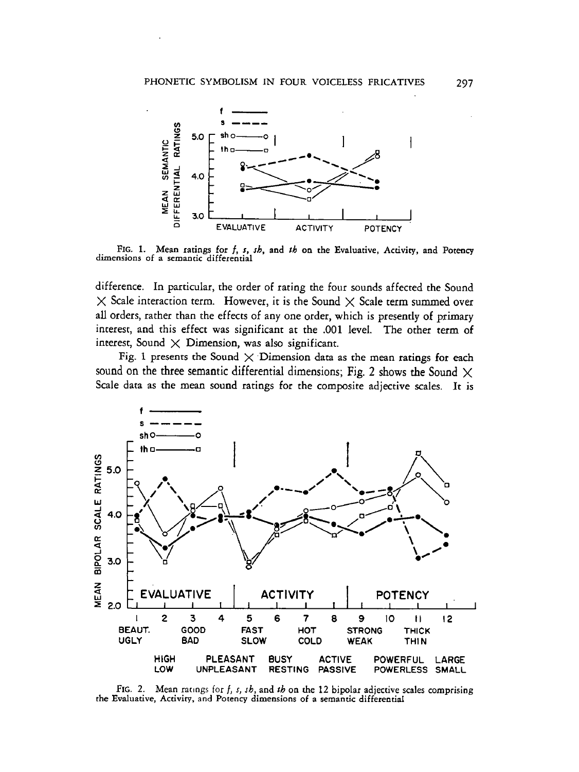f
s
sh
th
MEAN SEMANTIC DIFFERENTIAL RATINGS
5.0
4.0
3.0
EVALUATIVE
ACTIVITY
POTENCY

FIG. 1. Mean ratings for *f*, *s*, *sh*, and *th* on the Evaluative, Activity, and Potency dimensions of a semantic differential

difference. In particular, the order of rating the four sounds affected the Sound × Scale interaction term. However, it is the Sound × Scale term summed over all orders, rather than the effects of any one order, which is presently of primary interest, and this effect was significant at the .001 level. The other term of interest, Sound × Dimension, was also significant.

Fig. 1 presents the Sound × Dimension data as the mean ratings for each sound on the three semantic differential dimensions; Fig. 2 shows the Sound × Scale data as the mean sound ratings for the composite adjective scales. It is

f
s
sh
th
MEAN BIPOLAR SCALE RATINGS
5.0
4.0
3.0
2.0
EVALUATIVE
ACTIVITY
POTENCY
1 2 3 4 5 6 7 8 9 10 11 12
BEAUT. UGLY
HIGH LOW
GOOD BAD
PLEASANT UNPLEASANT
FAST SLOW
BUSY RESTING
HOT COLD
ACTIVE PASSIVE
STRONG WEAK
POWERFUL POWERLESS
THICK THIN
LARGE SMALL

FIG. 2. Mean ratings for *f*, *s*, *sh*, and *th* on the 12 bipolar adjective scales comprising the Evaluative, Activity, and Potency dimensions of a semantic differential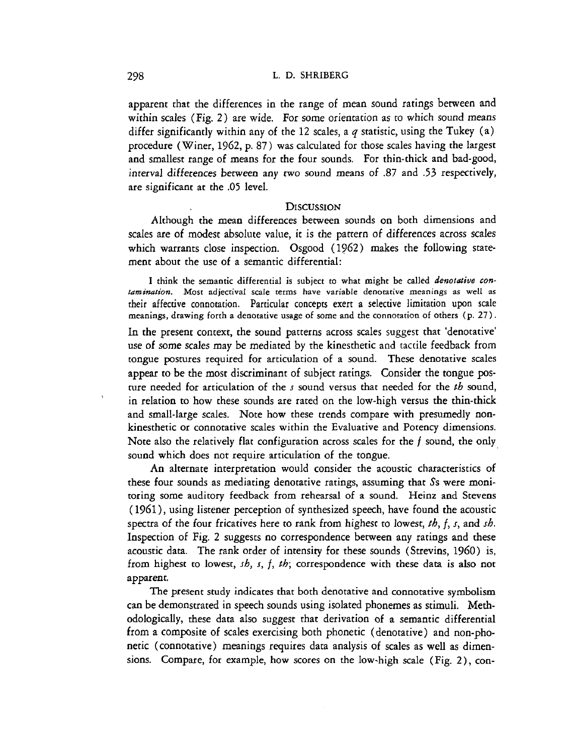apparent that the differences in the range of mean sound ratings between and within scales (Fig. 2) are wide. For some orientation as to which sound means differ significantly within any of the 12 scales, a $q$ statistic, using the Tukey (a) procedure (Winer, 1962, p. 87) was calculated for those scales having the largest and smallest range of means for the four sounds. For thin-thick and bad-good, interval differences between any two sound means of .87 and .53 respectively, are significant at the .05 level.

## Discussion

Although the mean differences between sounds on both dimensions and scales are of modest absolute value, it is the pattern of differences across scales which warrants close inspection. Osgood (1962) makes the following statement about the use of a semantic differential:

> I think the semantic differential is subject to what might be called *denotative contamination*. Most adjectival scale terms have variable denotative meanings as well as their affective connotation. Particular concepts exert a selective limitation upon scale meanings, drawing forth a denotative usage of some and the connotation of others (p. 27).

In the present context, the sound patterns across scales suggest that 'denotative' use of some scales may be mediated by the kinesthetic and tactile feedback from tongue postures required for articulation of a sound. These denotative scales appear to be the most discriminant of subject ratings. Consider the tongue posture needed for articulation of the *s* sound versus that needed for the *th* sound, in relation to how these sounds are rated on the low-high versus the thin-thick and small-large scales. Note how these trends compare with presumedly non-kinesthetic or connotative scales within the Evaluative and Potency dimensions. Note also the relatively flat configuration across scales for the *f* sound, the only sound which does not require articulation of the tongue.

An alternate interpretation would consider the acoustic characteristics of these four sounds as mediating denotative ratings, assuming that *S*s were monitoring some auditory feedback from rehearsal of a sound. Heinz and Stevens (1961), using listener perception of synthesized speech, have found the acoustic spectra of the four fricatives here to rank from highest to lowest, *th*, *f*, *s*, and *sh*. Inspection of Fig. 2 suggests no correspondence between any ratings and these acoustic data. The rank order of intensity for these sounds (Strevins, 1960) is, from highest to lowest, *sh*, *s*, *f*, *th*; correspondence with these data is also not apparent.

The present study indicates that both denotative and connotative symbolism can be demonstrated in speech sounds using isolated phonemes as stimuli. Methodologically, these data also suggest that derivation of a semantic differential from a composite of scales exercising both phonetic (denotative) and non-phonetic (connotative) meanings requires data analysis of scales as well as dimensions. Compare, for example, how scores on the low-high scale (Fig. 2), con-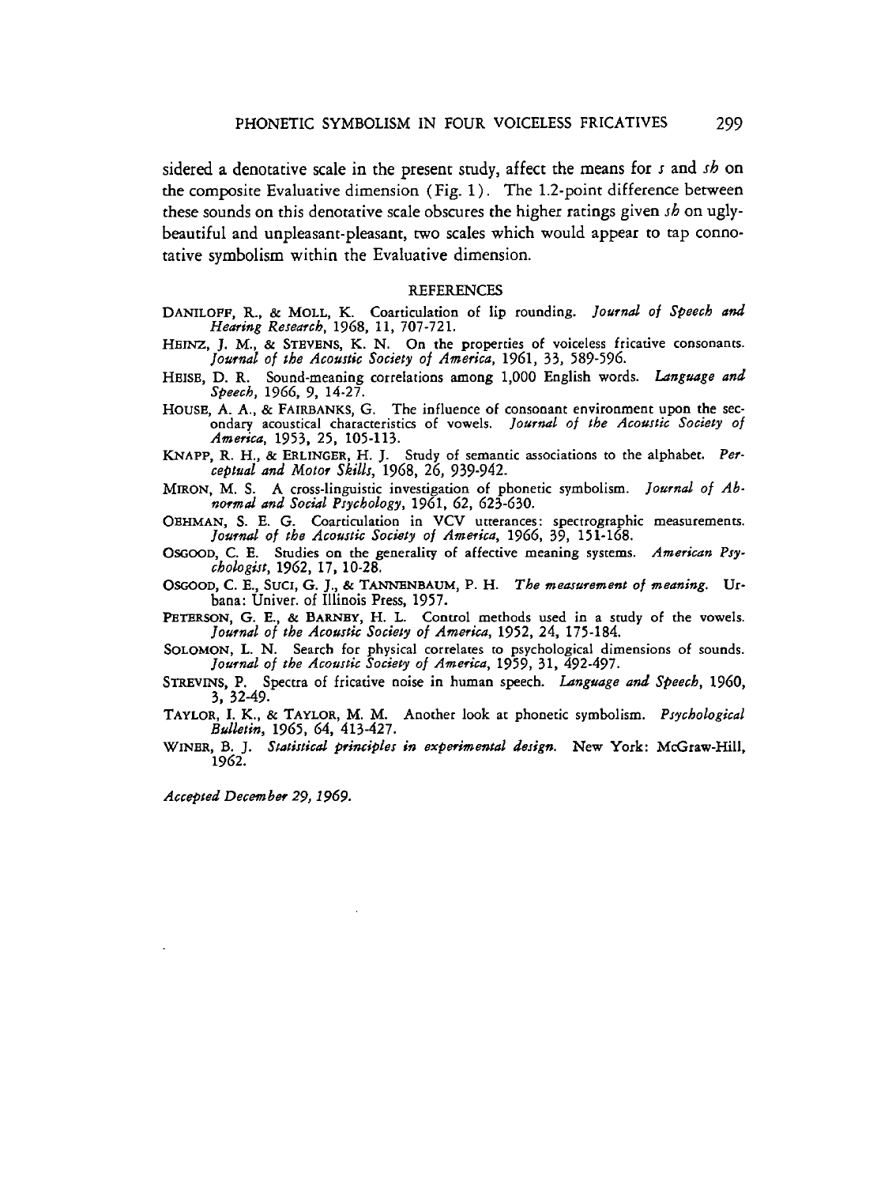sidered a denotative scale in the present study, affect the means for *s* and *sh* on the composite Evaluative dimension (Fig. 1). The 1.2-point difference between these sounds on this denotative scale obscures the higher ratings given *sh* on ugly-beautiful and unpleasant-pleasant, two scales which would appear to tap connotative symbolism within the Evaluative dimension.

## REFERENCES

DANILOFF, R., & MOLL, K. Coarticulation of lip rounding. *Journal of Speech and Hearing Research*, 1968, 11, 707-721.

HEINZ, J. M., & STEVENS, K. N. On the properties of voiceless fricative consonants. *Journal of the Acoustic Society of America*, 1961, 33, 589-596.

HEISE, D. R. Sound-meaning correlations among 1,000 English words. *Language and Speech*, 1966, 9, 14-27.

HOUSE, A. A., & FAIRBANKS, G. The influence of consonant environment upon the secondary acoustical characteristics of vowels. *Journal of the Acoustic Society of America*, 1953, 25, 105-113.

KNAPP, R. H., & ERLINGER, H. J. Study of semantic associations to the alphabet. *Perceptual and Motor Skills*, 1968, 26, 939-942.

MIRON, M. S. A cross-linguistic investigation of phonetic symbolism. *Journal of Abnormal and Social Psychology*, 1961, 62, 623-630.

OEHMAN, S. E. G. Coarticulation in VCV utterances: spectrographic measurements. *Journal of the Acoustic Society of America*, 1966, 39, 151-168.

OSGOOD, C. E. Studies on the generality of affective meaning systems. *American Psychologist*, 1962, 17, 10-28.

OSGOOD, C. E., SUCI, G. J., & TANNENBAUM, P. H. *The measurement of meaning*. Urbana: Univer. of Illinois Press, 1957.

PETERSON, G. E., & BARNEY, H. L. Control methods used in a study of the vowels. *Journal of the Acoustic Society of America*, 1952, 24, 175-184.

SOLOMON, L. N. Search for physical correlates to psychological dimensions of sounds. *Journal of the Acoustic Society of America*, 1959, 31, 492-497.

STREVINS, P. Spectra of fricative noise in human speech. *Language and Speech*, 1960, 3, 32-49.

TAYLOR, I. K., & TAYLOR, M. M. Another look at phonetic symbolism. *Psychological Bulletin*, 1965, 64, 413-427.

WINER, B. J. *Statistical principles in experimental design*. New York: McGraw-Hill, 1962.

*Accepted December 29, 1969.*